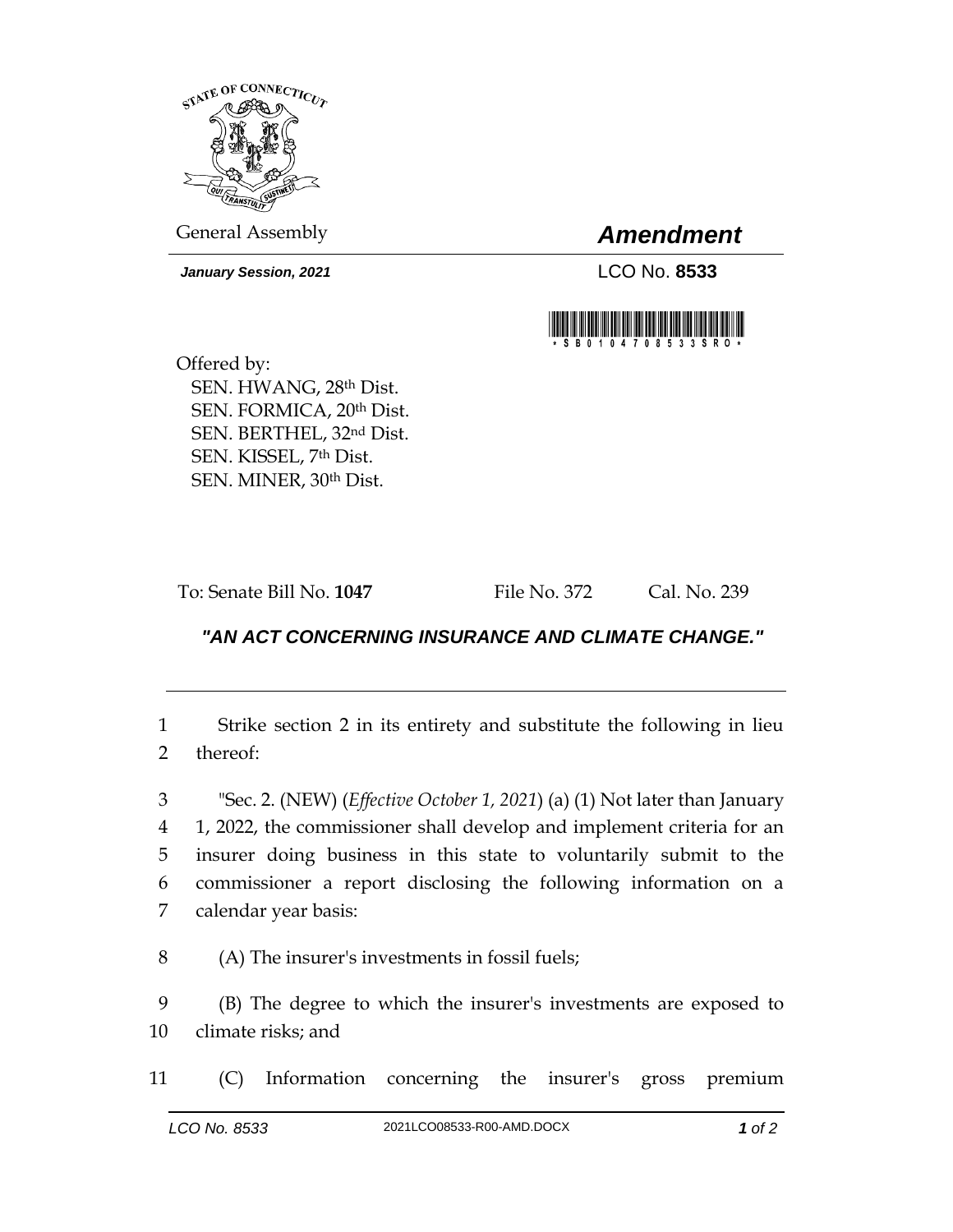General Assembly

# *Amendment*

***January Session, 2021***

LCO No. **8533**

Offered by:
SEN. HWANG, 28th Dist.
SEN. FORMICA, 20th Dist.
SEN. BERTHEL, 32nd Dist.
SEN. KISSEL, 7th Dist.
SEN. MINER, 30th Dist.

To: Senate Bill No. **1047** File No. 372 Cal. No. 239

## ***"AN ACT CONCERNING INSURANCE AND CLIMATE CHANGE."***

1 Strike section 2 in its entirety and substitute the following in lieu
2 thereof:

3 "Sec. 2. (NEW) (*Effective October 1, 2021*) (a) (1) Not later than January
4 1, 2022, the commissioner shall develop and implement criteria for an
5 insurer doing business in this state to voluntarily submit to the
6 commissioner a report disclosing the following information on a
7 calendar year basis:

8 (A) The insurer's investments in fossil fuels;

9 (B) The degree to which the insurer's investments are exposed to
10 climate risks; and

11 (C) Information concerning the insurer's gross premium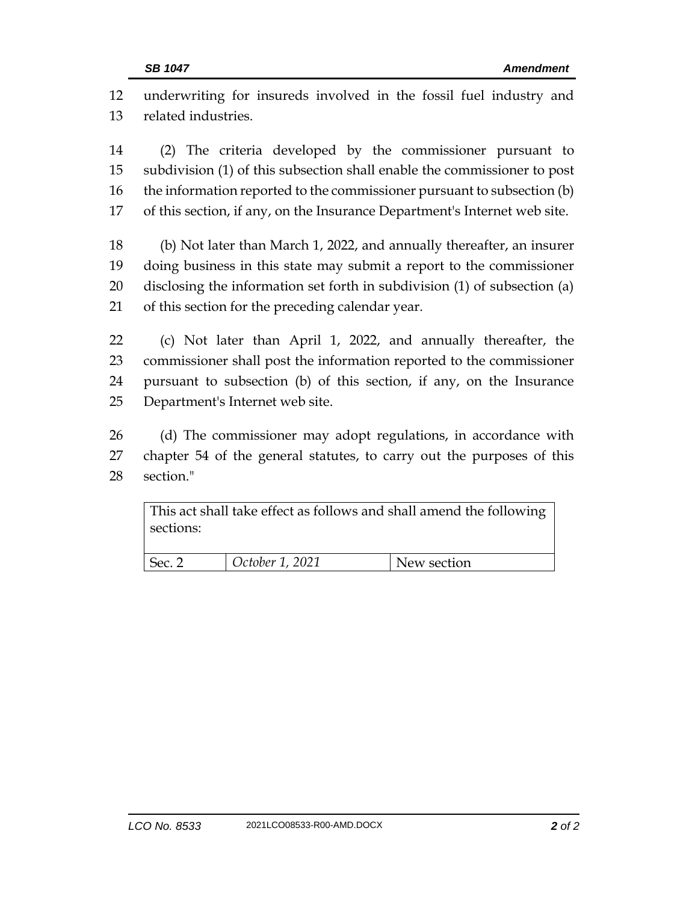underwriting for insureds involved in the fossil fuel industry and related industries.

(2) The criteria developed by the commissioner pursuant to subdivision (1) of this subsection shall enable the commissioner to post the information reported to the commissioner pursuant to subsection (b) of this section, if any, on the Insurance Department's Internet web site.

(b) Not later than March 1, 2022, and annually thereafter, an insurer doing business in this state may submit a report to the commissioner disclosing the information set forth in subdivision (1) of subsection (a) of this section for the preceding calendar year.

(c) Not later than April 1, 2022, and annually thereafter, the commissioner shall post the information reported to the commissioner pursuant to subsection (b) of this section, if any, on the Insurance Department's Internet web site.

(d) The commissioner may adopt regulations, in accordance with chapter 54 of the general statutes, to carry out the purposes of this section."

| This act shall take effect as follows and shall amend the following sections: | | |
|---|---|---|
| Sec. 2 | *October 1, 2021* | New section |